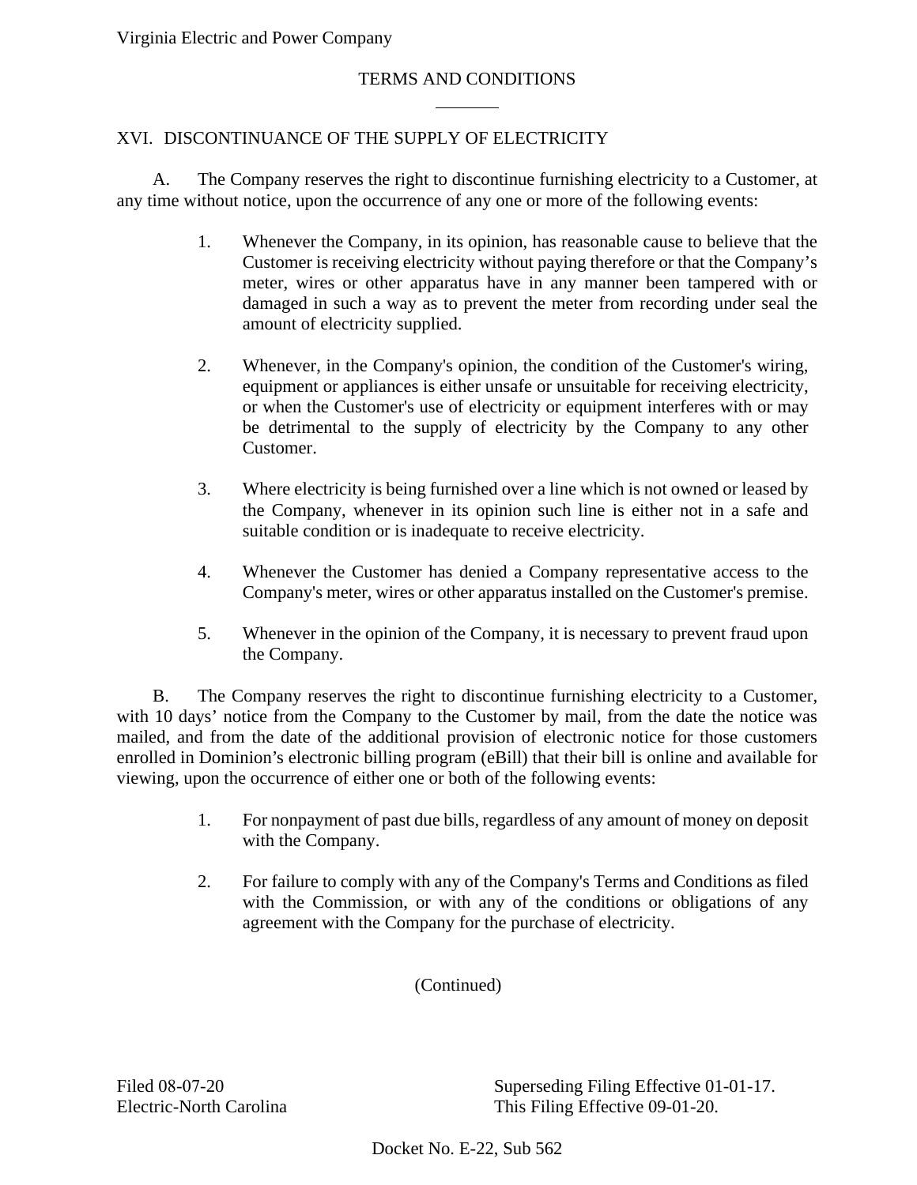Virginia Electric and Power Company

## TERMS AND CONDITIONS

### XVI. DISCONTINUANCE OF THE SUPPLY OF ELECTRICITY

A. The Company reserves the right to discontinue furnishing electricity to a Customer, at any time without notice, upon the occurrence of any one or more of the following events:

1. Whenever the Company, in its opinion, has reasonable cause to believe that the Customer is receiving electricity without paying therefore or that the Company's meter, wires or other apparatus have in any manner been tampered with or damaged in such a way as to prevent the meter from recording under seal the amount of electricity supplied.

2. Whenever, in the Company's opinion, the condition of the Customer's wiring, equipment or appliances is either unsafe or unsuitable for receiving electricity, or when the Customer's use of electricity or equipment interferes with or may be detrimental to the supply of electricity by the Company to any other Customer.

3. Where electricity is being furnished over a line which is not owned or leased by the Company, whenever in its opinion such line is either not in a safe and suitable condition or is inadequate to receive electricity.

4. Whenever the Customer has denied a Company representative access to the Company's meter, wires or other apparatus installed on the Customer's premise.

5. Whenever in the opinion of the Company, it is necessary to prevent fraud upon the Company.

B. The Company reserves the right to discontinue furnishing electricity to a Customer, with 10 days' notice from the Company to the Customer by mail, from the date the notice was mailed, and from the date of the additional provision of electronic notice for those customers enrolled in Dominion's electronic billing program (eBill) that their bill is online and available for viewing, upon the occurrence of either one or both of the following events:

1. For nonpayment of past due bills, regardless of any amount of money on deposit with the Company.

2. For failure to comply with any of the Company's Terms and Conditions as filed with the Commission, or with any of the conditions or obligations of any agreement with the Company for the purchase of electricity.

(Continued)

Filed 08-07-20
Electric-North Carolina

Superseding Filing Effective 01-01-17.
This Filing Effective 09-01-20.

Docket No. E-22, Sub 562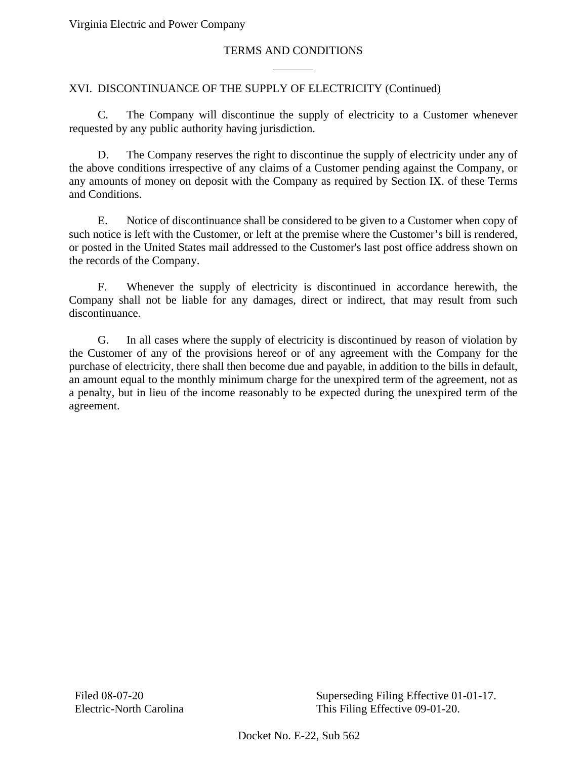TERMS AND CONDITIONS

XVI. DISCONTINUANCE OF THE SUPPLY OF ELECTRICITY (Continued)

C. The Company will discontinue the supply of electricity to a Customer whenever requested by any public authority having jurisdiction.

D. The Company reserves the right to discontinue the supply of electricity under any of the above conditions irrespective of any claims of a Customer pending against the Company, or any amounts of money on deposit with the Company as required by Section IX. of these Terms and Conditions.

E. Notice of discontinuance shall be considered to be given to a Customer when copy of such notice is left with the Customer, or left at the premise where the Customer's bill is rendered, or posted in the United States mail addressed to the Customer's last post office address shown on the records of the Company.

F. Whenever the supply of electricity is discontinued in accordance herewith, the Company shall not be liable for any damages, direct or indirect, that may result from such discontinuance.

G. In all cases where the supply of electricity is discontinued by reason of violation by the Customer of any of the provisions hereof or of any agreement with the Company for the purchase of electricity, there shall then become due and payable, in addition to the bills in default, an amount equal to the monthly minimum charge for the unexpired term of the agreement, not as a penalty, but in lieu of the income reasonably to be expected during the unexpired term of the agreement.

Filed 08-07-20
Electric-North Carolina

Superseding Filing Effective 01-01-17.
This Filing Effective 09-01-20.

Docket No. E-22, Sub 562